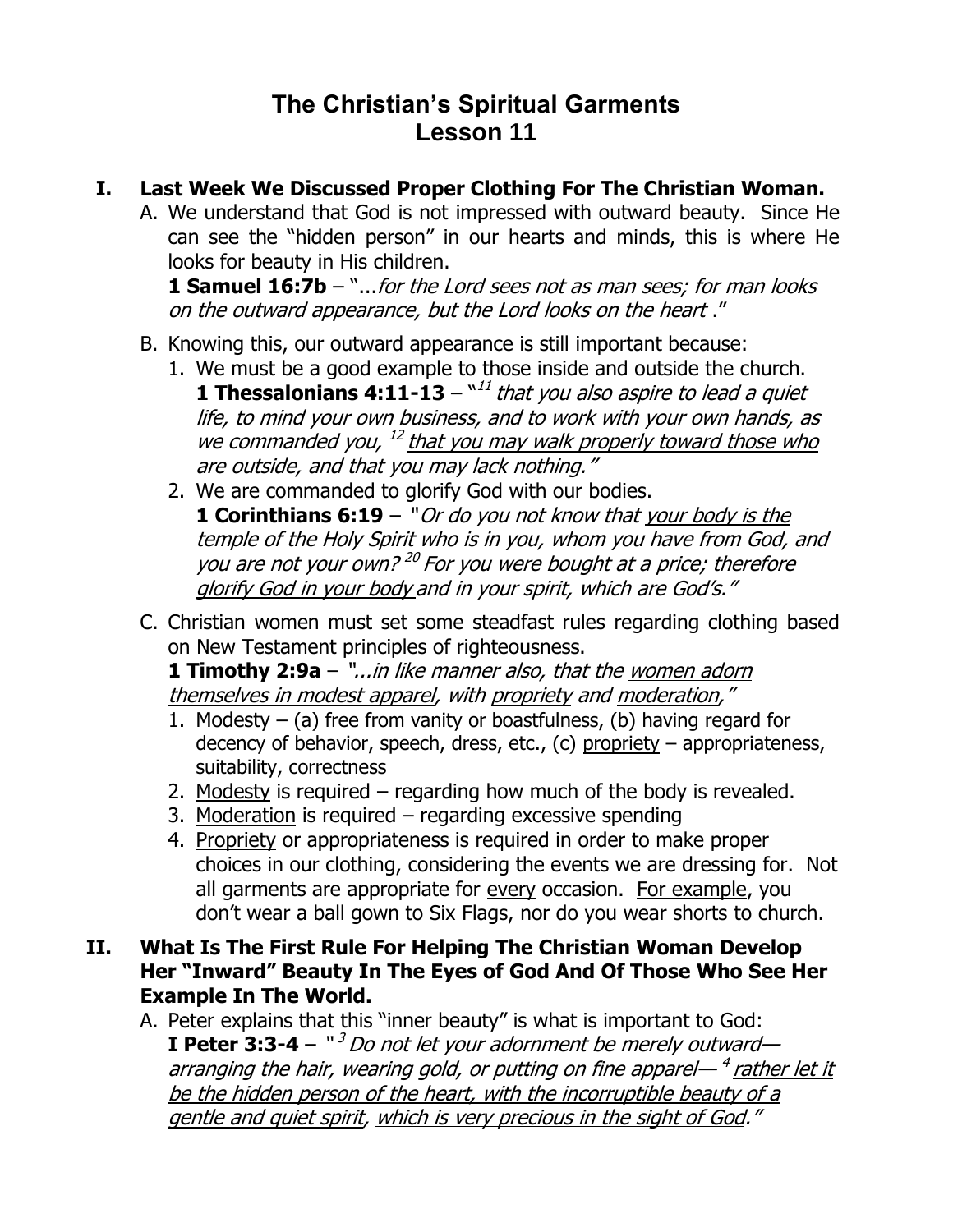# The Christian's Spiritual Garments
# Lesson 11

## I. Last Week We Discussed Proper Clothing For The Christian Woman.

A. We understand that God is not impressed with outward beauty. Since He can see the "hidden person" in our hearts and minds, this is where He looks for beauty in His children.

**1 Samuel 16:7b** – "...*for the Lord sees not as man sees; for man looks on the outward appearance, but the Lord looks on the heart* ."

B. Knowing this, our outward appearance is still important because:

1. We must be a good example to those inside and outside the church.
   **1 Thessalonians 4:11-13** – "[11] *that you also aspire to lead a quiet life, to mind your own business, and to work with your own hands, as we commanded you,* [12] *<u>that you may walk properly toward those who are outside</u>, and that you may lack nothing."*
2. We are commanded to glorify God with our bodies.
   **1 Corinthians 6:19** – "*Or do you not know that <u>your body is the temple of the Holy Spirit who is in you</u>, whom you have from God, and you are not your own?* [20] *For you were bought at a price; therefore <u>glorify God in your body</u> and in your spirit, which are God's."*

C. Christian women must set some steadfast rules regarding clothing based on New Testament principles of righteousness.

**1 Timothy 2:9a** – "*...in like manner also, that the <u>women adorn themselves in modest apparel</u>, with <u>propriety</u> and <u>moderation</u>,"*

1. Modesty – (a) free from vanity or boastfulness, (b) having regard for decency of behavior, speech, dress, etc., (c) <u>propriety</u> – appropriateness, suitability, correctness
2. <u>Modesty</u> is required – regarding how much of the body is revealed.
3. <u>Moderation</u> is required – regarding excessive spending
4. <u>Propriety</u> or appropriateness is required in order to make proper choices in our clothing, considering the events we are dressing for. Not all garments are appropriate for <u>every</u> occasion. <u>For example</u>, you don't wear a ball gown to Six Flags, nor do you wear shorts to church.

## II. What Is The First Rule For Helping The Christian Woman Develop Her "Inward" Beauty In The Eyes of God And Of Those Who See Her Example In The World.

A. Peter explains that this "inner beauty" is what is important to God:

**I Peter 3:3-4** – "[3] *Do not let your adornment be merely outward—arranging the hair, wearing gold, or putting on fine apparel—* [4] *<u>rather let it be the hidden person of the heart, with the incorruptible beauty of a gentle and quiet spirit</u>, <u>which is very precious in the sight of God</u>."*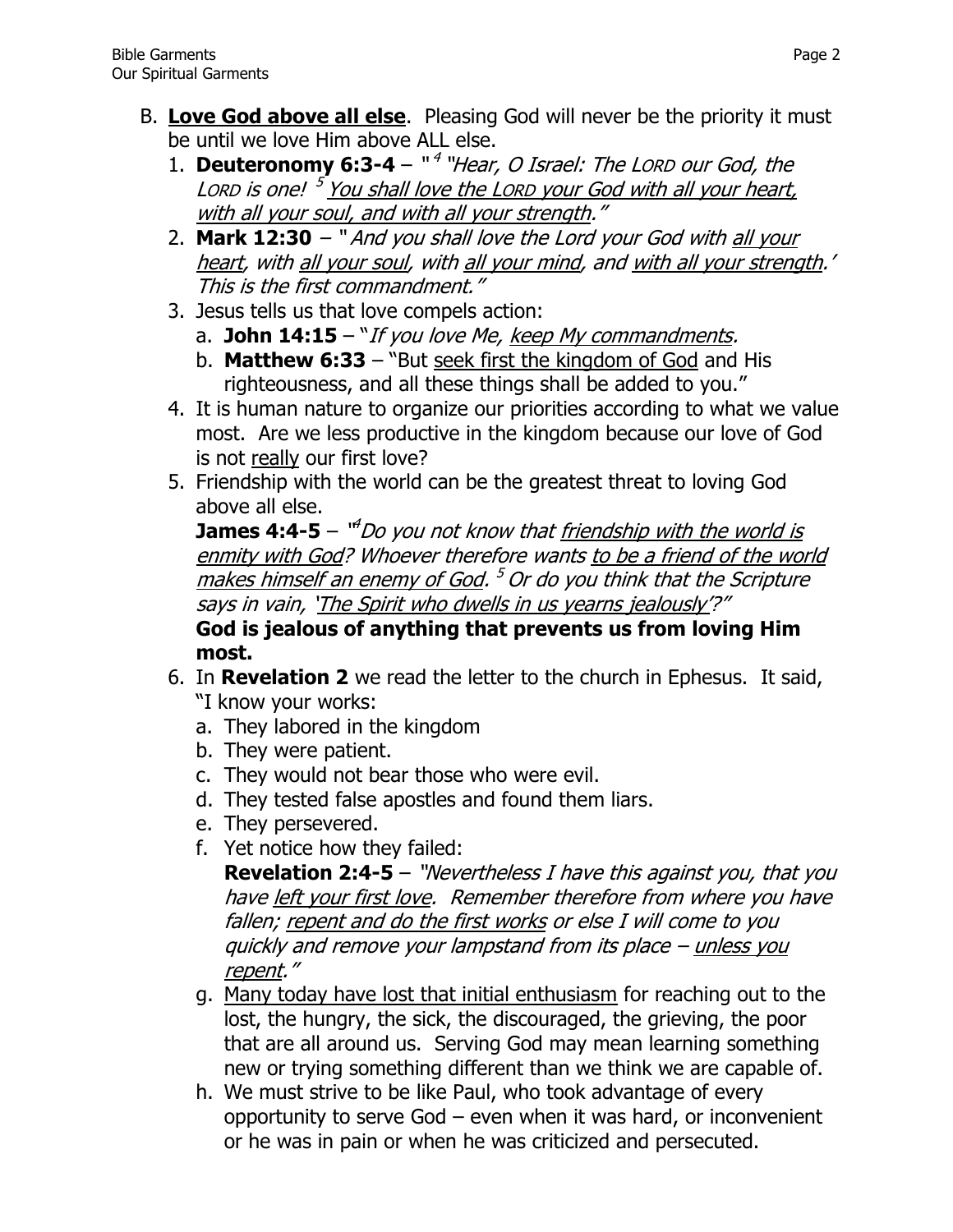B. **<u>Love God above all else</u>**. Pleasing God will never be the priority it must be until we love Him above ALL else.

1. **Deuteronomy 6:3-4** – "[4] *"Hear, O Israel: The LORD our God, the LORD is one!* [5] *<u>You shall love the LORD your God with all your heart, with all your soul, and with all your strength</u>."*
2. **Mark 12:30** – "*And you shall love the Lord your God with <u>all your heart</u>, with <u>all your soul</u>, with <u>all your mind</u>, and <u>with all your strength</u>.' This is the first commandment."*
3. Jesus tells us that love compels action:
   a. **John 14:15** – "*If you love Me, <u>keep My commandments</u>.*
   b. **Matthew 6:33** – "But <u>seek first the kingdom of God</u> and His righteousness, and all these things shall be added to you."
4. It is human nature to organize our priorities according to what we value most. Are we less productive in the kingdom because our love of God is not <u>really</u> our first love?
5. Friendship with the world can be the greatest threat to loving God above all else.
   **James 4:4-5** – "[4]*Do you not know that <u>friendship with the world is enmity with God</u>? Whoever therefore wants <u>to be a friend of the world makes himself an enemy of God</u>.* [5] *Or do you think that the Scripture says in vain, '<u>The Spirit who dwells in us yearns jealously</u>'?"*
   **God is jealous of anything that prevents us from loving Him most.**
6. In **Revelation 2** we read the letter to the church in Ephesus. It said, "I know your works:
   a. They labored in the kingdom
   b. They were patient.
   c. They would not bear those who were evil.
   d. They tested false apostles and found them liars.
   e. They persevered.
   f. Yet notice how they failed:
   **Revelation 2:4-5** – *"Nevertheless I have this against you, that you have <u>left your first love</u>. Remember therefore from where you have fallen; <u>repent and do the first works</u> or else I will come to you quickly and remove your lampstand from its place – <u>unless you repent</u>."*
   g. <u>Many today have lost that initial enthusiasm</u> for reaching out to the lost, the hungry, the sick, the discouraged, the grieving, the poor that are all around us. Serving God may mean learning something new or trying something different than we think we are capable of.
   h. We must strive to be like Paul, who took advantage of every opportunity to serve God – even when it was hard, or inconvenient or he was in pain or when he was criticized and persecuted.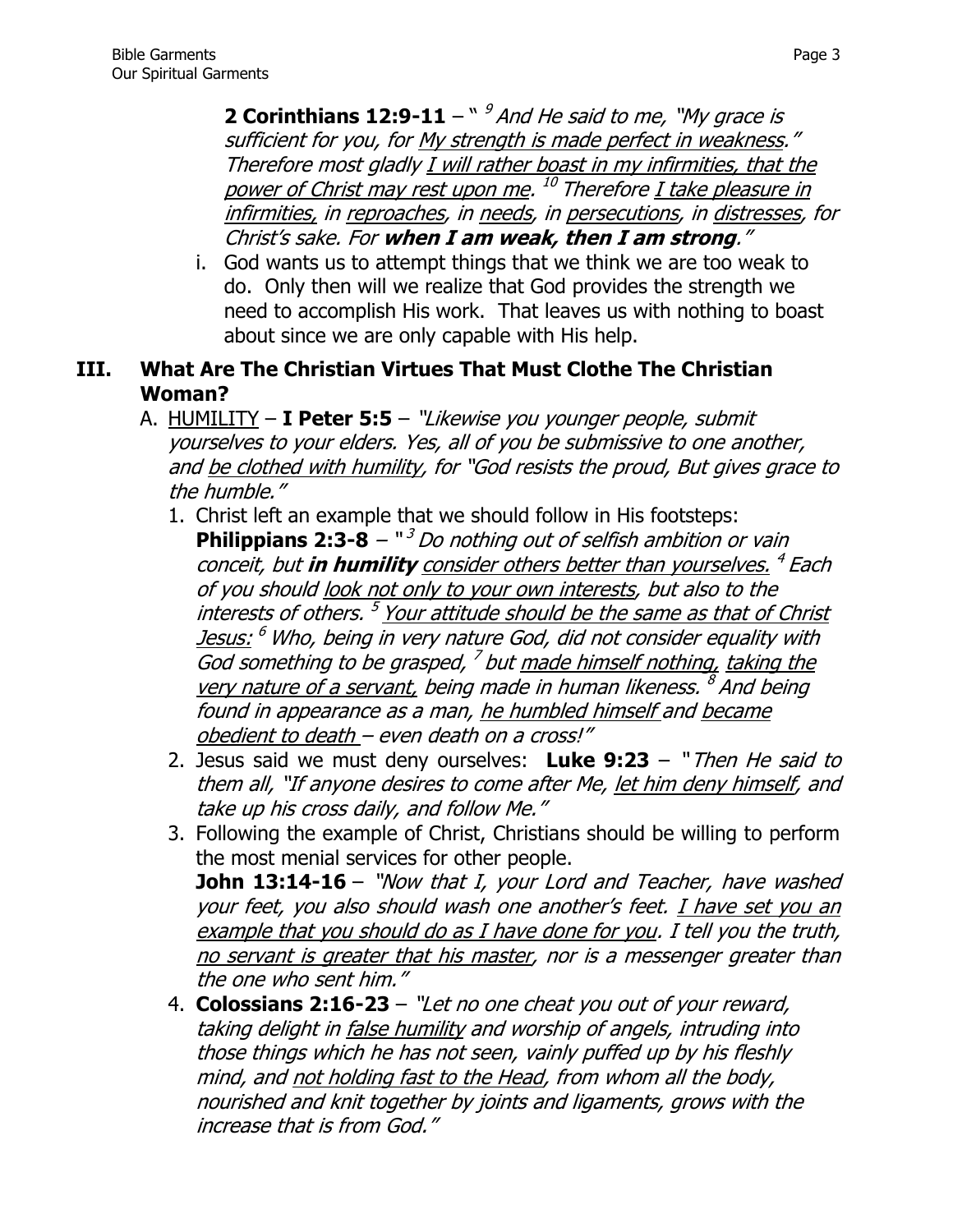**2 Corinthians 12:9-11** – " [9] *And He said to me, "My grace is sufficient for you, for <u>My strength is made perfect in weakness</u>." Therefore most gladly <u>I will rather boast in my infirmities, that the power of Christ may rest upon me</u>. [10] Therefore <u>I take pleasure in infirmities,</u> in <u>reproaches</u>, in <u>needs</u>, in <u>persecutions</u>, in <u>distresses</u>, for Christ's sake. For **when I am weak, then I am strong**."*

i. God wants us to attempt things that we think we are too weak to do. Only then will we realize that God provides the strength we need to accomplish His work. That leaves us with nothing to boast about since we are only capable with His help.

## III. What Are The Christian Virtues That Must Clothe The Christian Woman?

A. <u>HUMILITY</u> – **I Peter 5:5** – *"Likewise you younger people, submit yourselves to your elders. Yes, all of you be submissive to one another, and <u>be clothed with humility</u>, for "God resists the proud, But gives grace to the humble."*

1. Christ left an example that we should follow in His footsteps: **Philippians 2:3-8** – " [3] *Do nothing out of selfish ambition or vain conceit, but **in humility** <u>consider others better than yourselves.</u> [4] Each of you should <u>look not only to your own interests</u>, but also to the interests of others. [5] <u>Your attitude should be the same as that of Christ Jesus:</u> [6] Who, being in very nature God, did not consider equality with God something to be grasped, [7] but <u>made himself nothing,</u> <u>taking the very nature of a servant,</u> being made in human likeness. [8] And being found in appearance as a man, <u>he humbled himself</u> and <u>became obedient to death</u> – even death on a cross!"*
2. Jesus said we must deny ourselves: **Luke 9:23** – "*Then He said to them all, "If anyone desires to come after Me, <u>let him deny himself</u>, and take up his cross daily, and follow Me."*
3. Following the example of Christ, Christians should be willing to perform the most menial services for other people.
   **John 13:14-16** – *"Now that I, your Lord and Teacher, have washed your feet, you also should wash one another's feet. <u>I have set you an example that you should do as I have done for you</u>. I tell you the truth, <u>no servant is greater that his master</u>, nor is a messenger greater than the one who sent him."*
4. **Colossians 2:16-23** – *"Let no one cheat you out of your reward, taking delight in <u>false humility</u> and worship of angels, intruding into those things which he has not seen, vainly puffed up by his fleshly mind, and <u>not holding fast to the Head</u>, from whom all the body, nourished and knit together by joints and ligaments, grows with the increase that is from God."*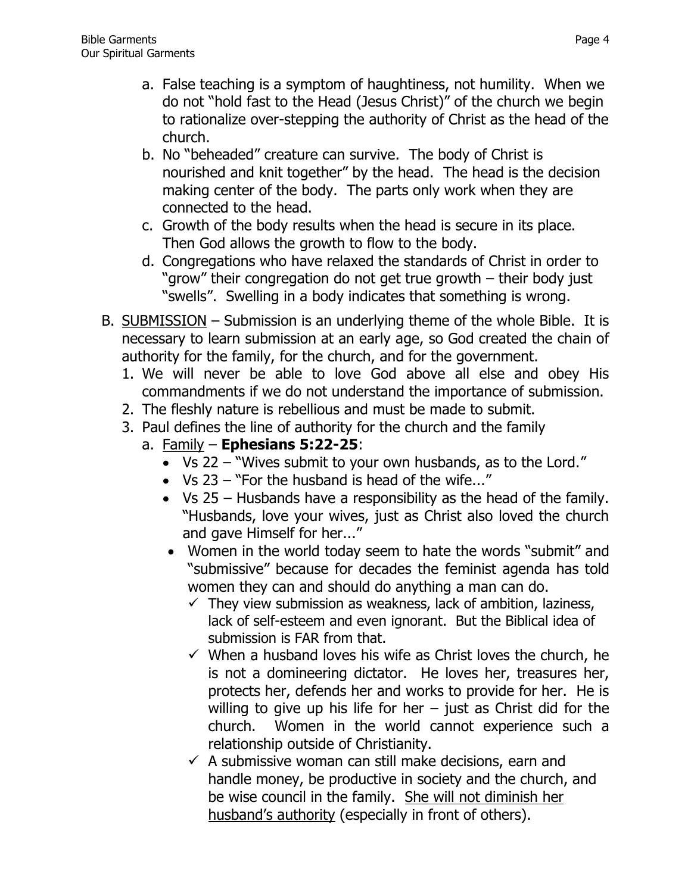a. False teaching is a symptom of haughtiness, not humility. When we do not "hold fast to the Head (Jesus Christ)" of the church we begin to rationalize over-stepping the authority of Christ as the head of the church.
b. No "beheaded" creature can survive. The body of Christ is nourished and knit together" by the head. The head is the decision making center of the body. The parts only work when they are connected to the head.
c. Growth of the body results when the head is secure in its place. Then God allows the growth to flow to the body.
d. Congregations who have relaxed the standards of Christ in order to "grow" their congregation do not get true growth – their body just "swells". Swelling in a body indicates that something is wrong.

B. <u>SUBMISSION</u> – Submission is an underlying theme of the whole Bible. It is necessary to learn submission at an early age, so God created the chain of authority for the family, for the church, and for the government.

1. We will never be able to love God above all else and obey His commandments if we do not understand the importance of submission.
2. The fleshly nature is rebellious and must be made to submit.
3. Paul defines the line of authority for the church and the family
   a. <u>Family</u> – **Ephesians 5:22-25**:
   - Vs 22 – "Wives submit to your own husbands, as to the Lord."
   - Vs 23 – "For the husband is head of the wife..."
   - Vs 25 – Husbands have a responsibility as the head of the family. "Husbands, love your wives, just as Christ also loved the church and gave Himself for her..."
   - Women in the world today seem to hate the words "submit" and "submissive" because for decades the feminist agenda has told women they can and should do anything a man can do.
     - ✓ They view submission as weakness, lack of ambition, laziness, lack of self-esteem and even ignorant. But the Biblical idea of submission is FAR from that.
     - ✓ When a husband loves his wife as Christ loves the church, he is not a domineering dictator. He loves her, treasures her, protects her, defends her and works to provide for her. He is willing to give up his life for her – just as Christ did for the church. Women in the world cannot experience such a relationship outside of Christianity.
     - ✓ A submissive woman can still make decisions, earn and handle money, be productive in society and the church, and be wise council in the family. <u>She will not diminish her husband's authority</u> (especially in front of others).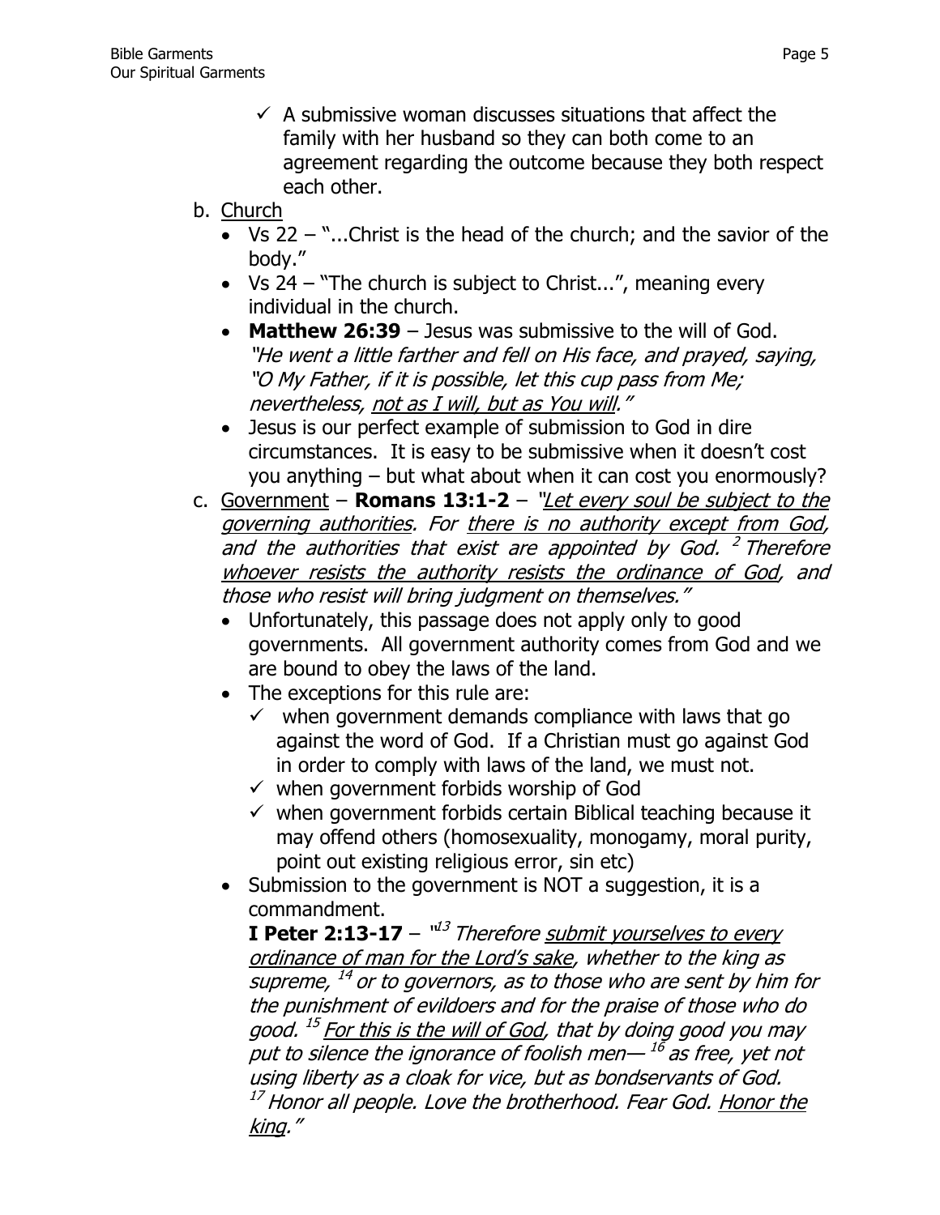- ✓ A submissive woman discusses situations that affect the family with her husband so they can both come to an agreement regarding the outcome because they both respect each other.

b. <u>Church</u>
   - Vs 22 – "...Christ is the head of the church; and the savior of the body."
   - Vs 24 – "The church is subject to Christ...", meaning every individual in the church.
   - **Matthew 26:39** – Jesus was submissive to the will of God. *"He went a little farther and fell on His face, and prayed, saying, "O My Father, if it is possible, let this cup pass from Me; nevertheless, <u>not as I will, but as You will</u>."*
   - Jesus is our perfect example of submission to God in dire circumstances. It is easy to be submissive when it doesn't cost you anything – but what about when it can cost you enormously?

c. <u>Government</u> – **Romans 13:1-2** – *"<u>Let every soul be subject to the governing authorities</u>. For <u>there is no authority except from God</u>, and the authorities that exist are appointed by God. [2] Therefore <u>whoever resists the authority resists the ordinance of God</u>, and those who resist will bring judgment on themselves."*
   - Unfortunately, this passage does not apply only to good governments. All government authority comes from God and we are bound to obey the laws of the land.
   - The exceptions for this rule are:
     - ✓ when government demands compliance with laws that go against the word of God. If a Christian must go against God in order to comply with laws of the land, we must not.
     - ✓ when government forbids worship of God
     - ✓ when government forbids certain Biblical teaching because it may offend others (homosexuality, monogamy, moral purity, point out existing religious error, sin etc)
   - Submission to the government is NOT a suggestion, it is a commandment.

     **I Peter 2:13-17** – *"[13] Therefore <u>submit yourselves to every ordinance of man for the Lord's sake</u>, whether to the king as supreme, [14] or to governors, as to those who are sent by him for the punishment of evildoers and for the praise of those who do good. [15] <u>For this is the will of God</u>, that by doing good you may put to silence the ignorance of foolish men— [16] as free, yet not using liberty as a cloak for vice, but as bondservants of God. [17] Honor all people. Love the brotherhood. Fear God. <u>Honor the king</u>."*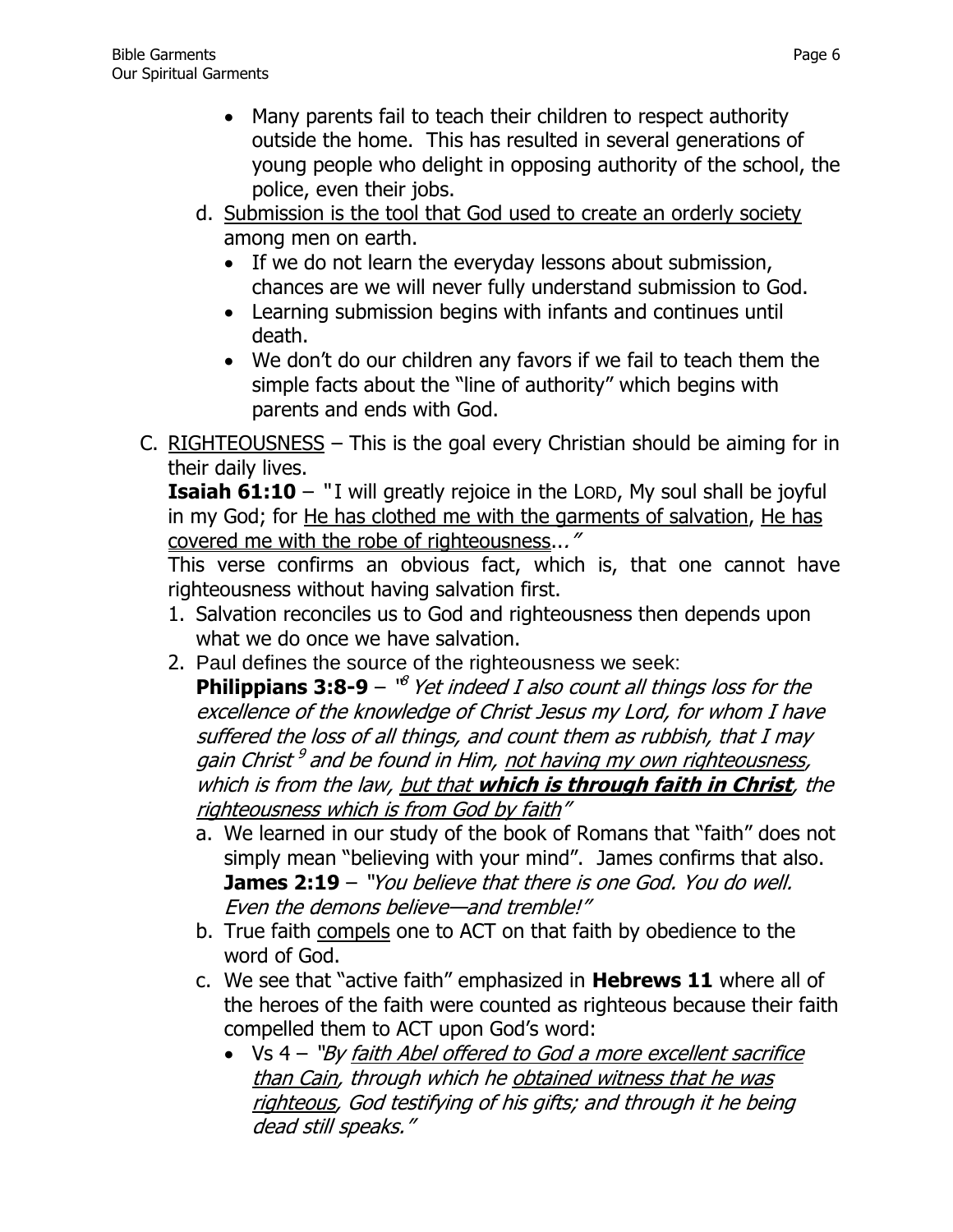- Many parents fail to teach their children to respect authority outside the home. This has resulted in several generations of young people who delight in opposing authority of the school, the police, even their jobs.

d. Submission is the tool that God used to create an orderly society among men on earth.
   - If we do not learn the everyday lessons about submission, chances are we will never fully understand submission to God.
   - Learning submission begins with infants and continues until death.
   - We don't do our children any favors if we fail to teach them the simple facts about the "line of authority" which begins with parents and ends with God.

C. RIGHTEOUSNESS – This is the goal every Christian should be aiming for in their daily lives.

**Isaiah 61:10** – "I will greatly rejoice in the LORD, My soul shall be joyful in my God; for He has clothed me with the garments of salvation, He has covered me with the robe of righteousness..."

This verse confirms an obvious fact, which is, that one cannot have righteousness without having salvation first.

1. Salvation reconciles us to God and righteousness then depends upon what we do once we have salvation.
2. Paul defines the source of the righteousness we seek:

   **Philippians 3:8-9** – "[8] *Yet indeed I also count all things loss for the excellence of the knowledge of Christ Jesus my Lord, for whom I have suffered the loss of all things, and count them as rubbish, that I may gain Christ [9] and be found in Him, not having my own righteousness, which is from the law, but that* ***which is through faith in Christ****, the righteousness which is from God by faith*"

   a. We learned in our study of the book of Romans that "faith" does not simply mean "believing with your mind". James confirms that also.
   **James 2:19** – "*You believe that there is one God. You do well. Even the demons believe—and tremble!*"
   b. True faith compels one to ACT on that faith by obedience to the word of God.
   c. We see that "active faith" emphasized in **Hebrews 11** where all of the heroes of the faith were counted as righteous because their faith compelled them to ACT upon God's word:
      - Vs 4 – "*By faith Abel offered to God a more excellent sacrifice than Cain, through which he obtained witness that he was righteous, God testifying of his gifts; and through it he being dead still speaks.*"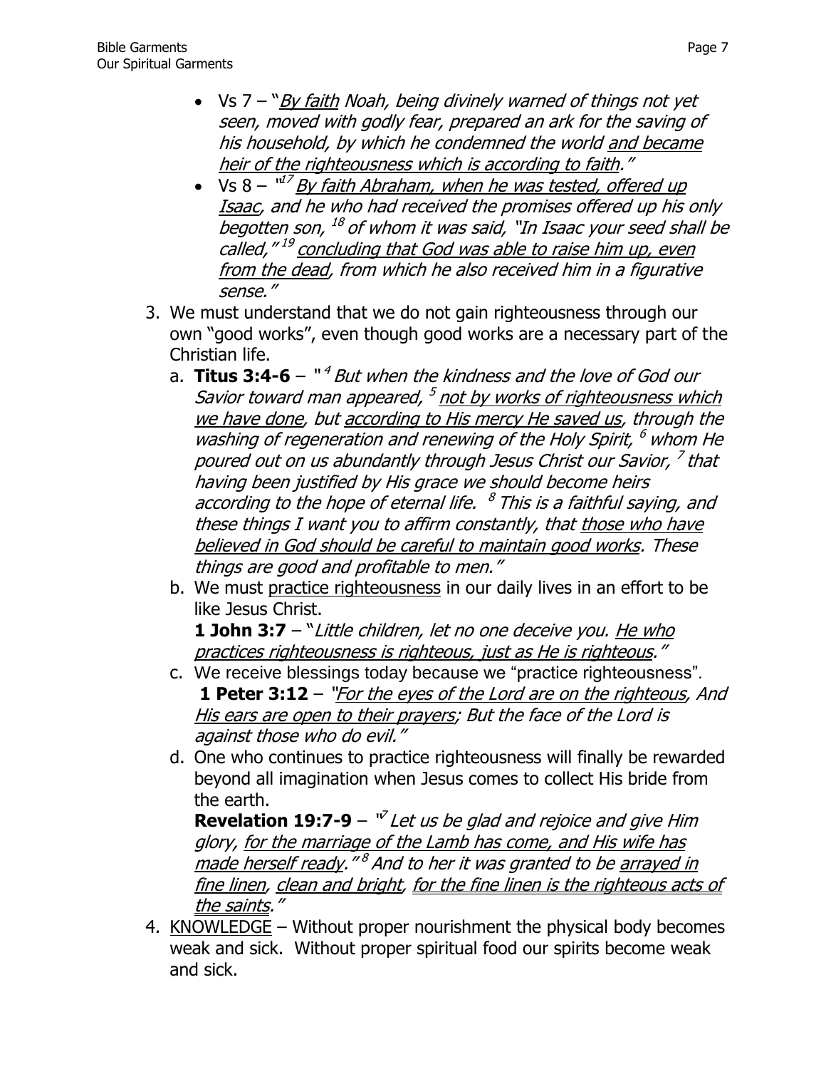- Vs 7 – "*<u>By faith</u> Noah, being divinely warned of things not yet seen, moved with godly fear, prepared an ark for the saving of his household, by which he condemned the world <u>and became heir of the righteousness which is according to faith</u>."*
- Vs 8 – "[17] *<u>By faith Abraham, when he was tested, offered up Isaac</u>, and he who had received the promises offered up his only begotten son,* [18] *of whom it was said, "In Isaac your seed shall be called,"* [19] *<u>concluding that God was able to raise him up, even from the dead</u>, from which he also received him in a figurative sense."*

3. We must understand that we do not gain righteousness through our own "good works", even though good works are a necessary part of the Christian life.
   a. **Titus 3:4-6** – "[4] *But when the kindness and the love of God our Savior toward man appeared,* [5] *<u>not by works of righteousness which we have done</u>, but <u>according to His mercy He saved us</u>, through the washing of regeneration and renewing of the Holy Spirit,* [6] *whom He poured out on us abundantly through Jesus Christ our Savior,* [7] *that having been justified by His grace we should become heirs according to the hope of eternal life.* [8] *This is a faithful saying, and these things I want you to affirm constantly, that <u>those who have believed in God should be careful to maintain good works</u>. These things are good and profitable to men."*
   b. We must <u>practice righteousness</u> in our daily lives in an effort to be like Jesus Christ.
      **1 John 3:7** – "*Little children, let no one deceive you. <u>He who practices righteousness is righteous, just as He is righteous</u>."*
   c. We receive blessings today because we "practice righteousness".
      **1 Peter 3:12** – "*<u>For the eyes of the Lord are on the righteous</u>, And <u>His ears are open to their prayers</u>; But the face of the Lord is against those who do evil."*
   d. One who continues to practice righteousness will finally be rewarded beyond all imagination when Jesus comes to collect His bride from the earth.
      **Revelation 19:7-9** – "[7] *Let us be glad and rejoice and give Him glory, <u>for the marriage of the Lamb has come, and His wife has made herself ready</u>."* [8] *And to her it was granted to be <u>arrayed in fine linen</u>, <u>clean and bright</u>, <u>for the fine linen is the righteous acts of the saints</u>."*

4. <u>KNOWLEDGE</u> – Without proper nourishment the physical body becomes weak and sick. Without proper spiritual food our spirits become weak and sick.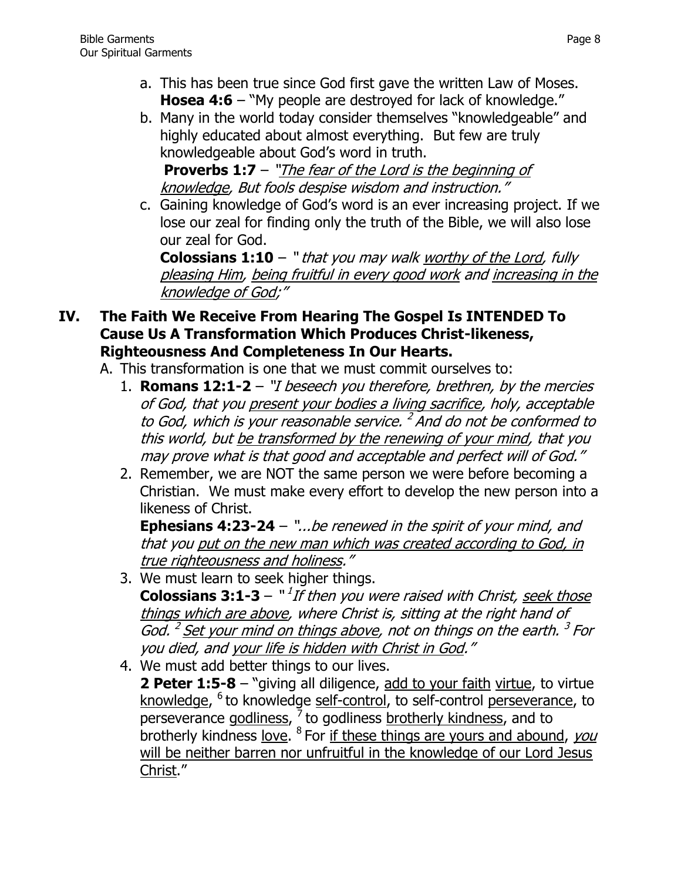a. This has been true since God first gave the written Law of Moses. **Hosea 4:6** – "My people are destroyed for lack of knowledge."

b. Many in the world today consider themselves "knowledgeable" and highly educated about almost everything. But few are truly knowledgeable about God's word in truth.
**Proverbs 1:7** – *"The fear of the Lord is the beginning of knowledge, But fools despise wisdom and instruction."*

c. Gaining knowledge of God's word is an ever increasing project. If we lose our zeal for finding only the truth of the Bible, we will also lose our zeal for God.
**Colossians 1:10** – *" that you may walk worthy of the Lord, fully pleasing Him, being fruitful in every good work and increasing in the knowledge of God;"*

## IV. The Faith We Receive From Hearing The Gospel Is INTENDED To Cause Us A Transformation Which Produces Christ-likeness, Righteousness And Completeness In Our Hearts.

A. This transformation is one that we must commit ourselves to:

1. **Romans 12:1-2** – *"I beseech you therefore, brethren, by the mercies of God, that you present your bodies a living sacrifice, holy, acceptable to God, which is your reasonable service. [2] And do not be conformed to this world, but be transformed by the renewing of your mind, that you may prove what is that good and acceptable and perfect will of God."*

2. Remember, we are NOT the same person we were before becoming a Christian. We must make every effort to develop the new person into a likeness of Christ.
**Ephesians 4:23-24** – *"...be renewed in the spirit of your mind, and that you put on the new man which was created according to God, in true righteousness and holiness."*

3. We must learn to seek higher things.
**Colossians 3:1-3** – *" [1] If then you were raised with Christ, seek those things which are above, where Christ is, sitting at the right hand of God. [2] Set your mind on things above, not on things on the earth. [3] For you died, and your life is hidden with Christ in God."*

4. We must add better things to our lives.
**2 Peter 1:5-8** – "giving all diligence, add to your faith virtue, to virtue knowledge, [6] to knowledge self-control, to self-control perseverance, to perseverance godliness, [7] to godliness brotherly kindness, and to brotherly kindness love. [8] For if these things are yours and abound, *you* will be neither barren nor unfruitful in the knowledge of our Lord Jesus Christ."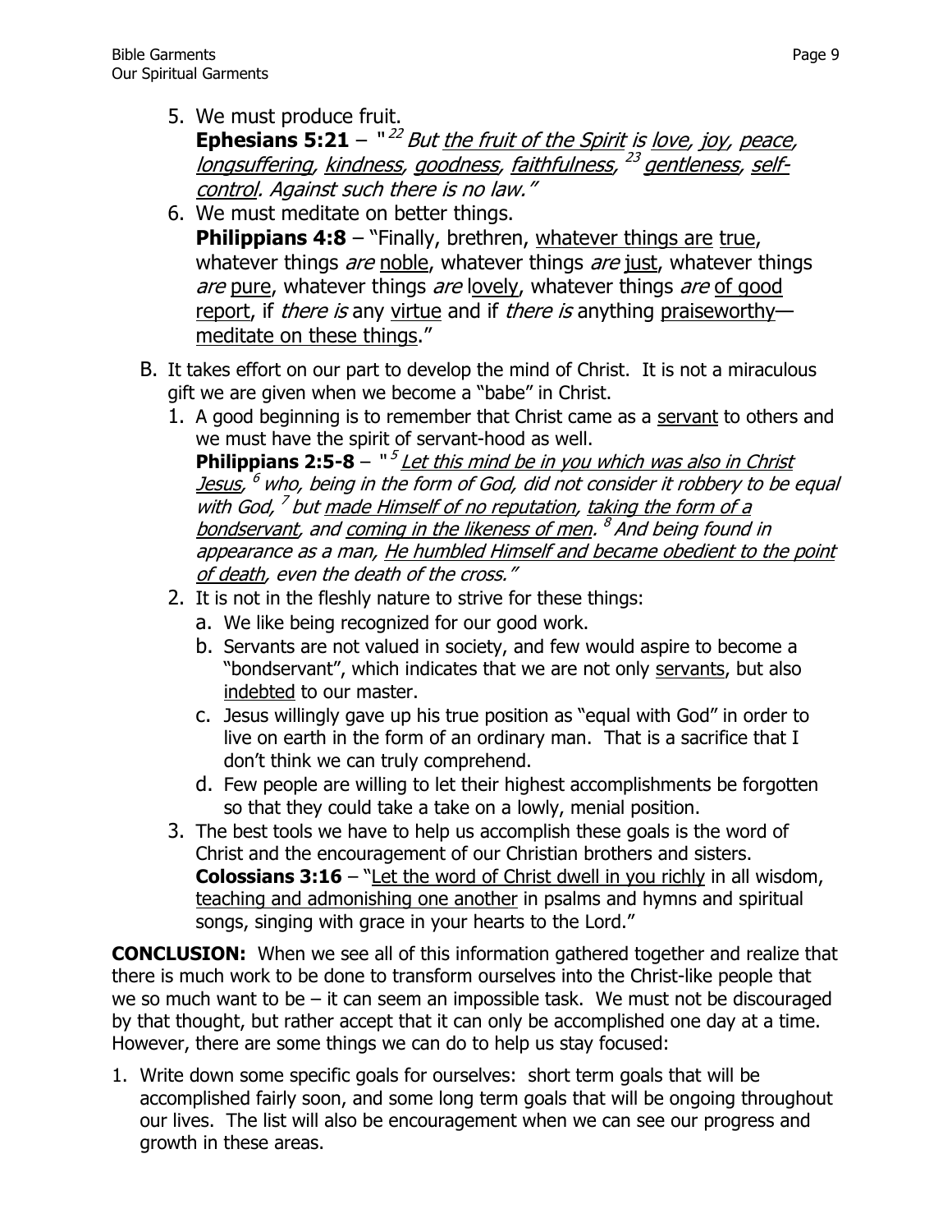5. We must produce fruit.
   **Ephesians 5:21** – "[22] *But* *<u>the fruit of the Spirit</u>* *is* *<u>love</u>*, *<u>joy</u>*, *<u>peace</u>*, *<u>longsuffering</u>*, *<u>kindness</u>*, *<u>goodness</u>*, *<u>faithfulness</u>*, [23] *<u>gentleness</u>*, *<u>self-control</u>*. *Against such there is no law."*
6. We must meditate on better things.
   **Philippians 4:8** – "Finally, brethren, <u>whatever things are</u> <u>true</u>, whatever things *are* <u>noble</u>, whatever things *are* <u>just</u>, whatever things *are* <u>pure</u>, whatever things *are* <u>lovely</u>, whatever things *are* <u>of good report</u>, if *there is* any <u>virtue</u> and if *there is* anything <u>praiseworthy</u>—<u>meditate on these things</u>."

B. It takes effort on our part to develop the mind of Christ. It is not a miraculous gift we are given when we become a "babe" in Christ.
   1. A good beginning is to remember that Christ came as a <u>servant</u> to others and we must have the spirit of servant-hood as well.
      **Philippians 2:5-8** – "[5] *<u>Let this mind be in you which was also in Christ Jesus</u>*, [6] *who, being in the form of God, did not consider it robbery to be equal with God,* [7] *but* *<u>made Himself of no reputation</u>*, *<u>taking the form of a bondservant</u>*, *and* *<u>coming in the likeness of men</u>*. [8] *And being found in appearance as a man,* *<u>He humbled Himself and became obedient to the point of death</u>*, *even the death of the cross."*
   2. It is not in the fleshly nature to strive for these things:
      a. We like being recognized for our good work.
      b. Servants are not valued in society, and few would aspire to become a "bondservant", which indicates that we are not only <u>servants</u>, but also <u>indebted</u> to our master.
      c. Jesus willingly gave up his true position as "equal with God" in order to live on earth in the form of an ordinary man. That is a sacrifice that I don't think we can truly comprehend.
      d. Few people are willing to let their highest accomplishments be forgotten so that they could take a take on a lowly, menial position.
   3. The best tools we have to help us accomplish these goals is the word of Christ and the encouragement of our Christian brothers and sisters.
      **Colossians 3:16** – "<u>Let the word of Christ dwell in you richly</u> in all wisdom, <u>teaching and admonishing one another</u> in psalms and hymns and spiritual songs, singing with grace in your hearts to the Lord."

**CONCLUSION:** When we see all of this information gathered together and realize that there is much work to be done to transform ourselves into the Christ-like people that we so much want to be – it can seem an impossible task. We must not be discouraged by that thought, but rather accept that it can only be accomplished one day at a time. However, there are some things we can do to help us stay focused:

1. Write down some specific goals for ourselves: short term goals that will be accomplished fairly soon, and some long term goals that will be ongoing throughout our lives. The list will also be encouragement when we can see our progress and growth in these areas.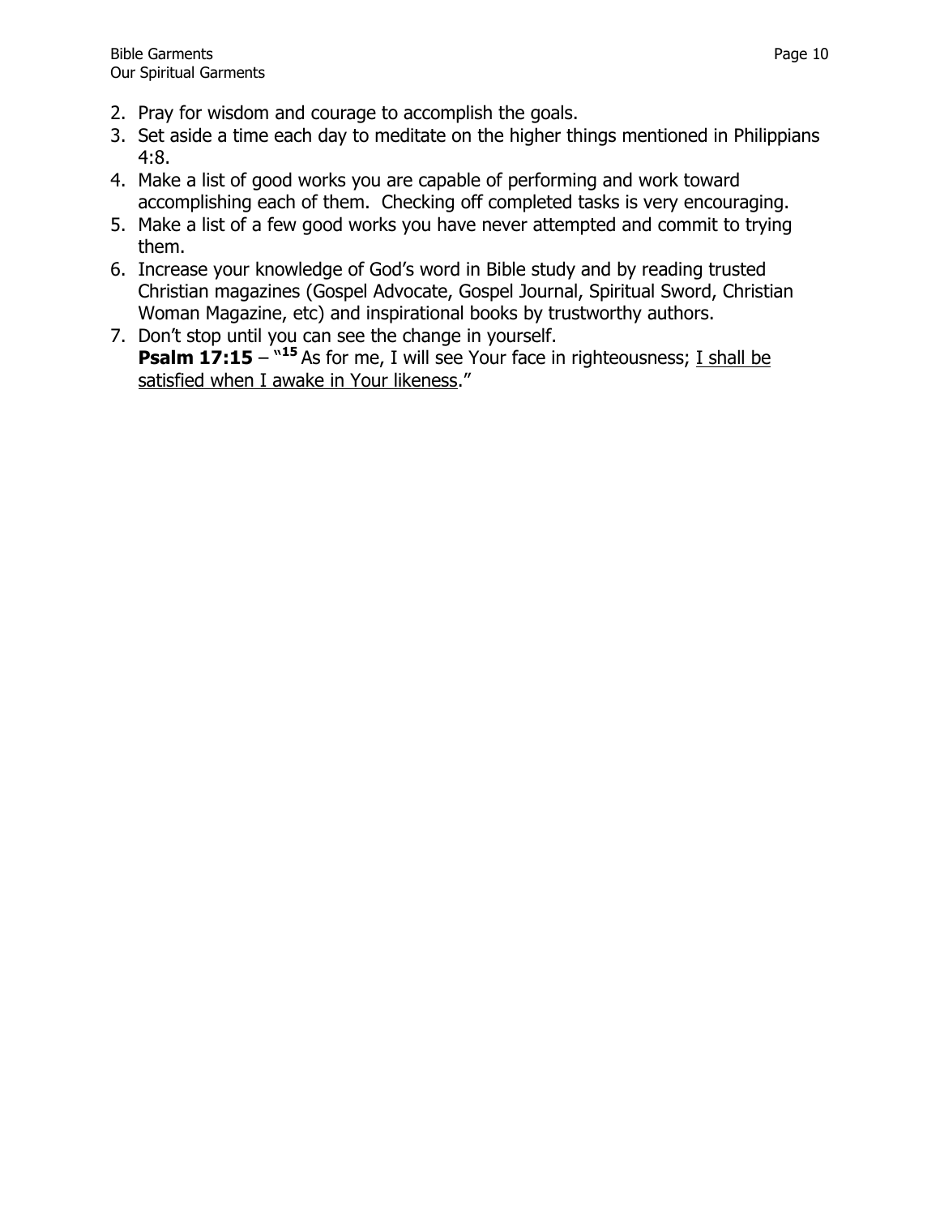2. Pray for wisdom and courage to accomplish the goals.
3. Set aside a time each day to meditate on the higher things mentioned in Philippians 4:8.
4. Make a list of good works you are capable of performing and work toward accomplishing each of them. Checking off completed tasks is very encouraging.
5. Make a list of a few good works you have never attempted and commit to trying them.
6. Increase your knowledge of God's word in Bible study and by reading trusted Christian magazines (Gospel Advocate, Gospel Journal, Spiritual Sword, Christian Woman Magazine, etc) and inspirational books by trustworthy authors.
7. Don't stop until you can see the change in yourself.
   **Psalm 17:15** – "[15] As for me, I will see Your face in righteousness; <u>I shall be satisfied when I awake in Your likeness</u>."